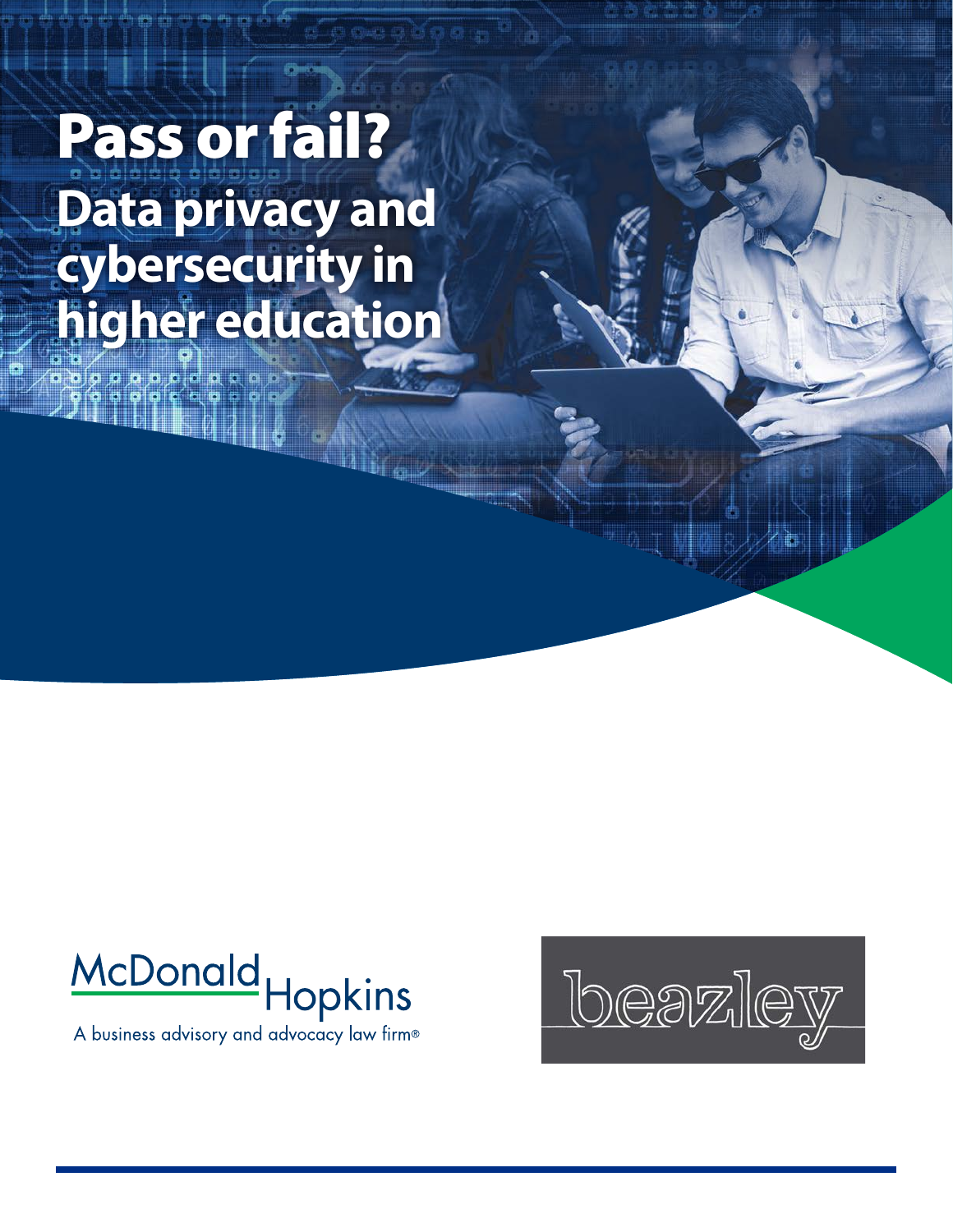# Pass or fail?

## Data privacy and cybersecurity in higher education

McDonald Hopkins

A business advisory and advocacy law firm®

beazley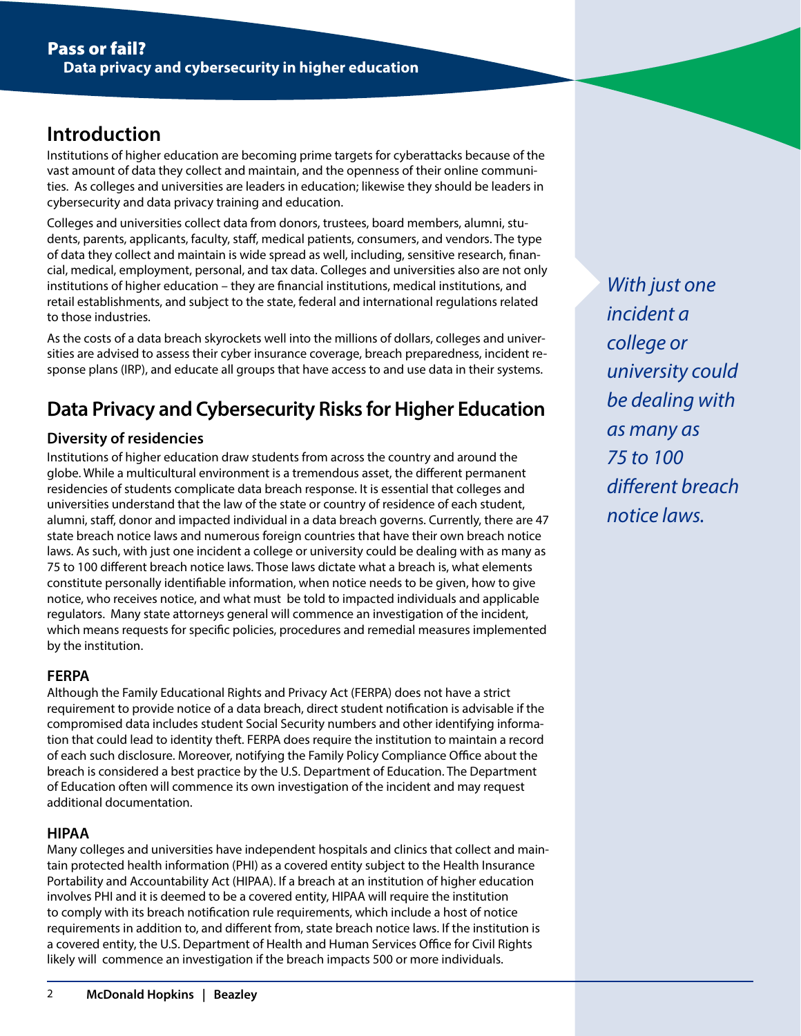## Introduction

Institutions of higher education are becoming prime targets for cyberattacks because of the vast amount of data they collect and maintain, and the openness of their online communities. As colleges and universities are leaders in education; likewise they should be leaders in cybersecurity and data privacy training and education.

Colleges and universities collect data from donors, trustees, board members, alumni, students, parents, applicants, faculty, staff, medical patients, consumers, and vendors. The type of data they collect and maintain is wide spread as well, including, sensitive research, financial, medical, employment, personal, and tax data. Colleges and universities also are not only institutions of higher education – they are financial institutions, medical institutions, and retail establishments, and subject to the state, federal and international regulations related to those industries.

As the costs of a data breach skyrockets well into the millions of dollars, colleges and universities are advised to assess their cyber insurance coverage, breach preparedness, incident response plans (IRP), and educate all groups that have access to and use data in their systems.

*With just one incident a college or university could be dealing with as many as 75 to 100 different breach notice laws.*

## Data Privacy and Cybersecurity Risks for Higher Education

### Diversity of residencies

Institutions of higher education draw students from across the country and around the globe. While a multicultural environment is a tremendous asset, the different permanent residencies of students complicate data breach response. It is essential that colleges and universities understand that the law of the state or country of residence of each student, alumni, staff, donor and impacted individual in a data breach governs. Currently, there are 47 state breach notice laws and numerous foreign countries that have their own breach notice laws. As such, with just one incident a college or university could be dealing with as many as 75 to 100 different breach notice laws. Those laws dictate what a breach is, what elements constitute personally identifiable information, when notice needs to be given, how to give notice, who receives notice, and what must be told to impacted individuals and applicable regulators. Many state attorneys general will commence an investigation of the incident, which means requests for specific policies, procedures and remedial measures implemented by the institution.

### FERPA

Although the Family Educational Rights and Privacy Act (FERPA) does not have a strict requirement to provide notice of a data breach, direct student notification is advisable if the compromised data includes student Social Security numbers and other identifying information that could lead to identity theft. FERPA does require the institution to maintain a record of each such disclosure. Moreover, notifying the Family Policy Compliance Office about the breach is considered a best practice by the U.S. Department of Education. The Department of Education often will commence its own investigation of the incident and may request additional documentation.

### HIPAA

Many colleges and universities have independent hospitals and clinics that collect and maintain protected health information (PHI) as a covered entity subject to the Health Insurance Portability and Accountability Act (HIPAA). If a breach at an institution of higher education involves PHI and it is deemed to be a covered entity, HIPAA will require the institution to comply with its breach notification rule requirements, which include a host of notice requirements in addition to, and different from, state breach notice laws. If the institution is a covered entity, the U.S. Department of Health and Human Services Office for Civil Rights likely will commence an investigation if the breach impacts 500 or more individuals.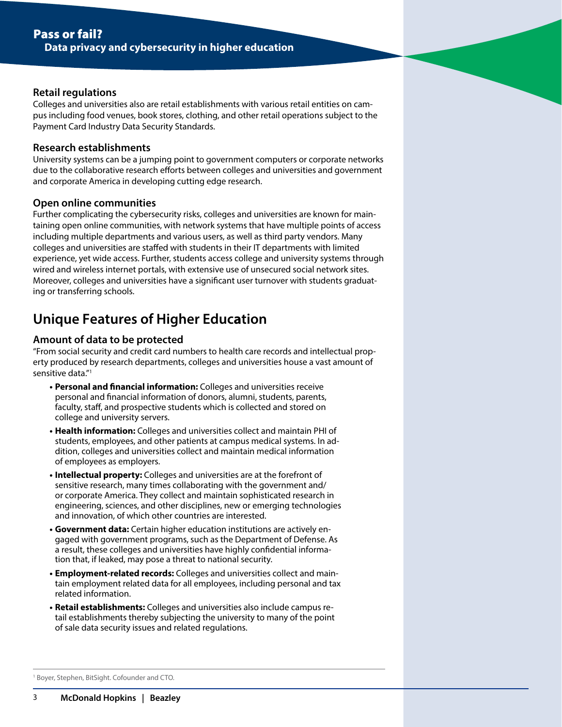### Retail regulations

Colleges and universities also are retail establishments with various retail entities on campus including food venues, book stores, clothing, and other retail operations subject to the Payment Card Industry Data Security Standards.

### Research establishments

University systems can be a jumping point to government computers or corporate networks due to the collaborative research efforts between colleges and universities and government and corporate America in developing cutting edge research.

### Open online communities

Further complicating the cybersecurity risks, colleges and universities are known for maintaining open online communities, with network systems that have multiple points of access including multiple departments and various users, as well as third party vendors. Many colleges and universities are staffed with students in their IT departments with limited experience, yet wide access. Further, students access college and university systems through wired and wireless internet portals, with extensive use of unsecured social network sites. Moreover, colleges and universities have a significant user turnover with students graduating or transferring schools.

## Unique Features of Higher Education

### Amount of data to be protected

"From social security and credit card numbers to health care records and intellectual property produced by research departments, colleges and universities house a vast amount of sensitive data."[1]

- **Personal and financial information:** Colleges and universities receive personal and financial information of donors, alumni, students, parents, faculty, staff, and prospective students which is collected and stored on college and university servers.
- **Health information:** Colleges and universities collect and maintain PHI of students, employees, and other patients at campus medical systems. In addition, colleges and universities collect and maintain medical information of employees as employers.
- **Intellectual property:** Colleges and universities are at the forefront of sensitive research, many times collaborating with the government and/or corporate America. They collect and maintain sophisticated research in engineering, sciences, and other disciplines, new or emerging technologies and innovation, of which other countries are interested.
- **Government data:** Certain higher education institutions are actively engaged with government programs, such as the Department of Defense. As a result, these colleges and universities have highly confidential information that, if leaked, may pose a threat to national security.
- **Employment-related records:** Colleges and universities collect and maintain employment related data for all employees, including personal and tax related information.
- **Retail establishments:** Colleges and universities also include campus retail establishments thereby subjecting the university to many of the point of sale data security issues and related regulations.

[1] Boyer, Stephen, BitSight. Cofounder and CTO.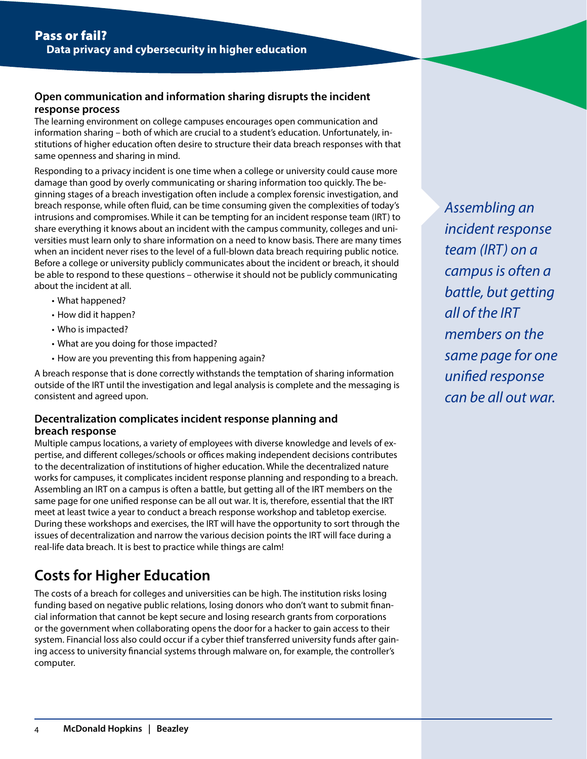### Open communication and information sharing disrupts the incident response process

The learning environment on college campuses encourages open communication and information sharing – both of which are crucial to a student's education. Unfortunately, institutions of higher education often desire to structure their data breach responses with that same openness and sharing in mind.

Responding to a privacy incident is one time when a college or university could cause more damage than good by overly communicating or sharing information too quickly. The beginning stages of a breach investigation often include a complex forensic investigation, and breach response, while often fluid, can be time consuming given the complexities of today's intrusions and compromises. While it can be tempting for an incident response team (IRT) to share everything it knows about an incident with the campus community, colleges and universities must learn only to share information on a need to know basis. There are many times when an incident never rises to the level of a full-blown data breach requiring public notice. Before a college or university publicly communicates about the incident or breach, it should be able to respond to these questions – otherwise it should not be publicly communicating about the incident at all.

- What happened?
- How did it happen?
- Who is impacted?
- What are you doing for those impacted?
- How are you preventing this from happening again?

A breach response that is done correctly withstands the temptation of sharing information outside of the IRT until the investigation and legal analysis is complete and the messaging is consistent and agreed upon.

### Decentralization complicates incident response planning and breach response

Multiple campus locations, a variety of employees with diverse knowledge and levels of expertise, and different colleges/schools or offices making independent decisions contributes to the decentralization of institutions of higher education. While the decentralized nature works for campuses, it complicates incident response planning and responding to a breach. Assembling an IRT on a campus is often a battle, but getting all of the IRT members on the same page for one unified response can be all out war. It is, therefore, essential that the IRT meet at least twice a year to conduct a breach response workshop and tabletop exercise. During these workshops and exercises, the IRT will have the opportunity to sort through the issues of decentralization and narrow the various decision points the IRT will face during a real-life data breach. It is best to practice while things are calm!

*Assembling an incident response team (IRT) on a campus is often a battle, but getting all of the IRT members on the same page for one unified response can be all out war.*

## Costs for Higher Education

The costs of a breach for colleges and universities can be high. The institution risks losing funding based on negative public relations, losing donors who don't want to submit financial information that cannot be kept secure and losing research grants from corporations or the government when collaborating opens the door for a hacker to gain access to their system. Financial loss also could occur if a cyber thief transferred university funds after gaining access to university financial systems through malware on, for example, the controller's computer.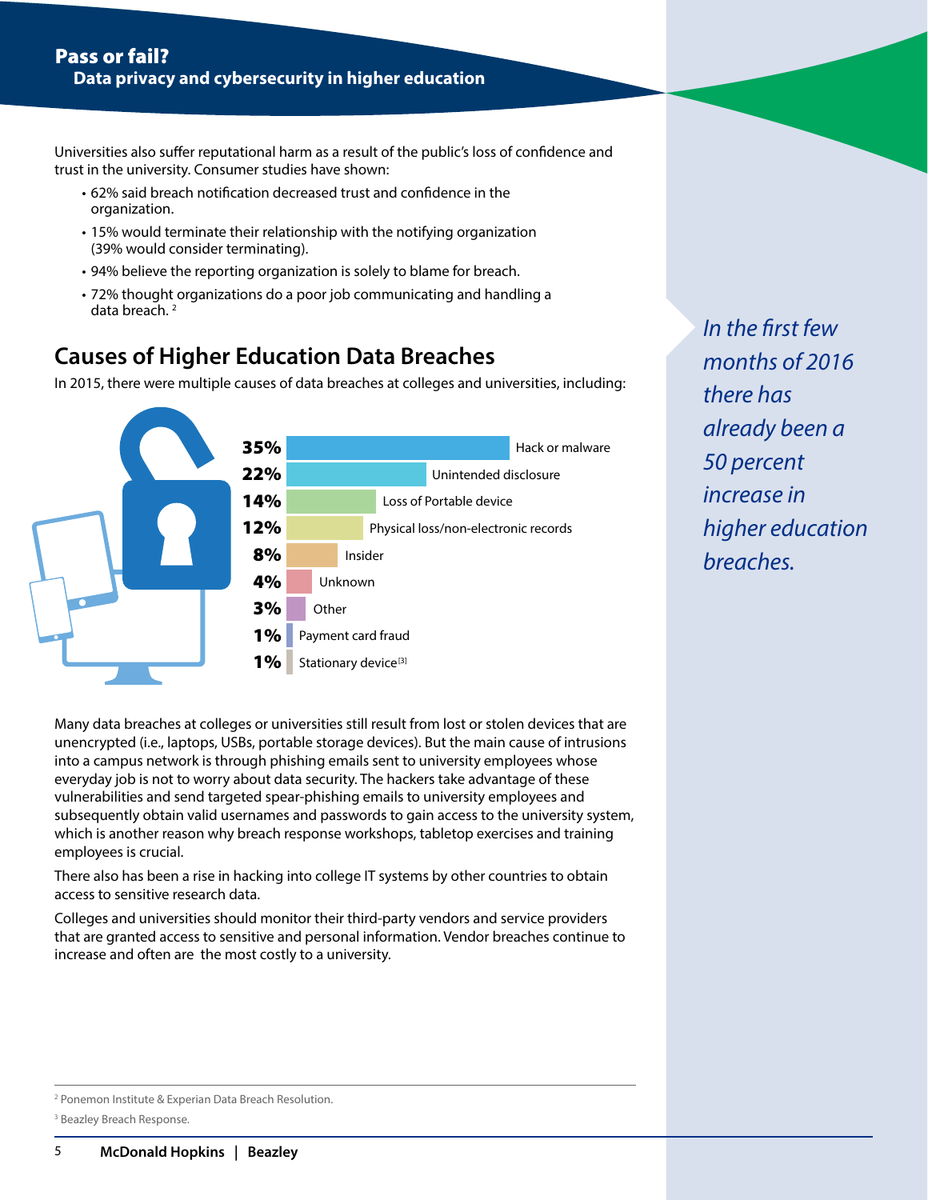Universities also suffer reputational harm as a result of the public's loss of confidence and trust in the university. Consumer studies have shown:

- 62% said breach notification decreased trust and confidence in the organization.
- 15% would terminate their relationship with the notifying organization (39% would consider terminating).
- 94% believe the reporting organization is solely to blame for breach.
- 72% thought organizations do a poor job communicating and handling a data breach. [2]

## Causes of Higher Education Data Breaches

In 2015, there were multiple causes of data breaches at colleges and universities, including:

| Percentage | Cause |
|---|---|
| 35% | Hack or malware |
| 22% | Unintended disclosure |
| 14% | Loss of Portable device |
| 12% | Physical loss/non-electronic records |
| 8% | Insider |
| 4% | Unknown |
| 3% | Other |
| 1% | Payment card fraud |
| 1% | Stationary device[3] |

*In the first few months of 2016 there has already been a 50 percent increase in higher education breaches.*

Many data breaches at colleges or universities still result from lost or stolen devices that are unencrypted (i.e., laptops, USBs, portable storage devices). But the main cause of intrusions into a campus network is through phishing emails sent to university employees whose everyday job is not to worry about data security. The hackers take advantage of these vulnerabilities and send targeted spear-phishing emails to university employees and subsequently obtain valid usernames and passwords to gain access to the university system, which is another reason why breach response workshops, tabletop exercises and training employees is crucial.

There also has been a rise in hacking into college IT systems by other countries to obtain access to sensitive research data.

Colleges and universities should monitor their third-party vendors and service providers that are granted access to sensitive and personal information. Vendor breaches continue to increase and often are the most costly to a university.

---

[2] Ponemon Institute & Experian Data Breach Resolution.

[3] Beazley Breach Response.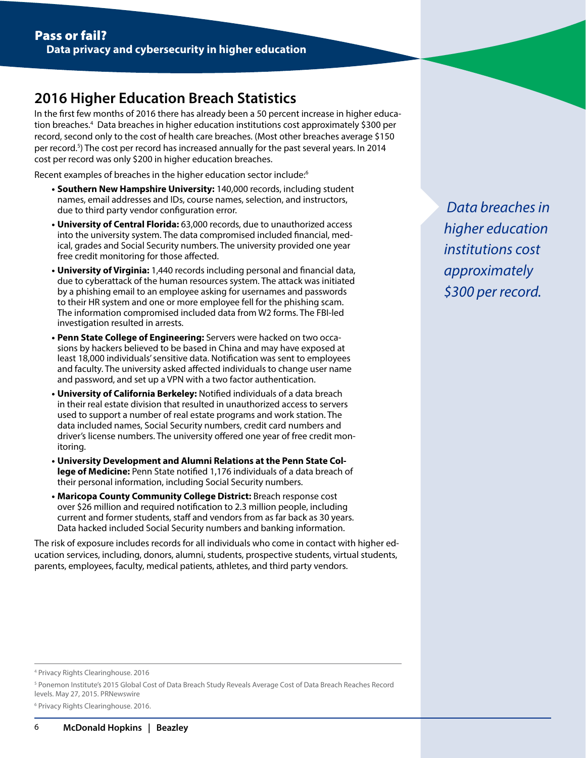## 2016 Higher Education Breach Statistics

In the first few months of 2016 there has already been a 50 percent increase in higher education breaches.[4] Data breaches in higher education institutions cost approximately $300 per record, second only to the cost of health care breaches. (Most other breaches average $150 per record.[5]) The cost per record has increased annually for the past several years. In 2014 cost per record was only $200 in higher education breaches.

Recent examples of breaches in the higher education sector include:[6]

- **Southern New Hampshire University:** 140,000 records, including student names, email addresses and IDs, course names, selection, and instructors, due to third party vendor configuration error.
- **University of Central Florida:** 63,000 records, due to unauthorized access into the university system. The data compromised included financial, medical, grades and Social Security numbers. The university provided one year free credit monitoring for those affected.
- **University of Virginia:** 1,440 records including personal and financial data, due to cyberattack of the human resources system. The attack was initiated by a phishing email to an employee asking for usernames and passwords to their HR system and one or more employee fell for the phishing scam. The information compromised included data from W2 forms. The FBI-led investigation resulted in arrests.
- **Penn State College of Engineering:** Servers were hacked on two occasions by hackers believed to be based in China and may have exposed at least 18,000 individuals' sensitive data. Notification was sent to employees and faculty. The university asked affected individuals to change user name and password, and set up a VPN with a two factor authentication.
- **University of California Berkeley:** Notified individuals of a data breach in their real estate division that resulted in unauthorized access to servers used to support a number of real estate programs and work station. The data included names, Social Security numbers, credit card numbers and driver's license numbers. The university offered one year of free credit monitoring.
- **University Development and Alumni Relations at the Penn State College of Medicine:** Penn State notified 1,176 individuals of a data breach of their personal information, including Social Security numbers.
- **Maricopa County Community College District:** Breach response cost over $26 million and required notification to 2.3 million people, including current and former students, staff and vendors from as far back as 30 years. Data hacked included Social Security numbers and banking information.

The risk of exposure includes records for all individuals who come in contact with higher education services, including, donors, alumni, students, prospective students, virtual students, parents, employees, faculty, medical patients, athletes, and third party vendors.

*Data breaches in higher education institutions cost approximately $300 per record.*

[4] Privacy Rights Clearinghouse. 2016

[5] Ponemon Institute's 2015 Global Cost of Data Breach Study Reveals Average Cost of Data Breach Reaches Record levels. May 27, 2015. PRNewswire

[6] Privacy Rights Clearinghouse. 2016.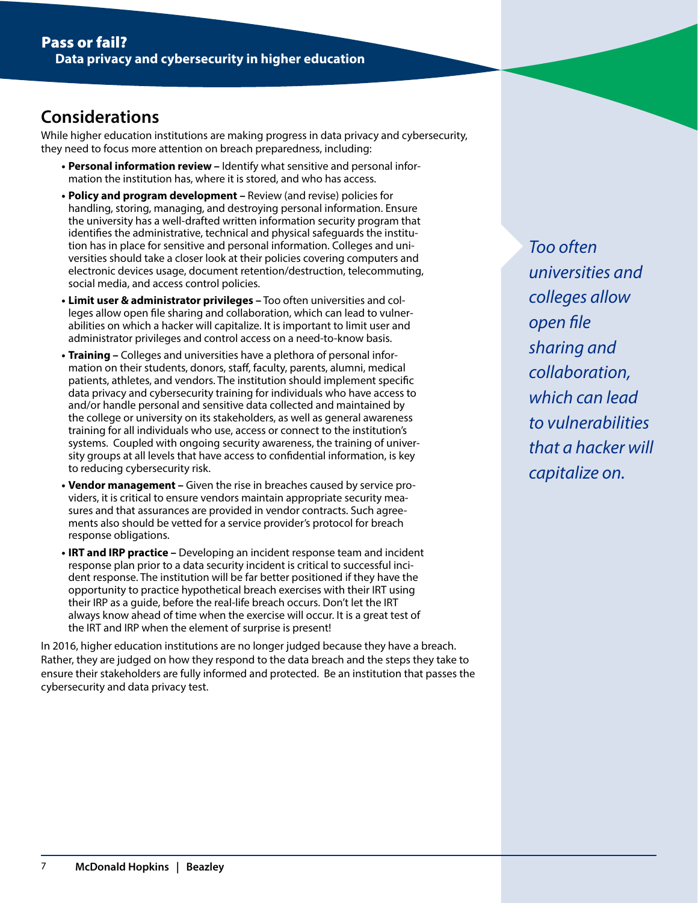## Considerations

While higher education institutions are making progress in data privacy and cybersecurity, they need to focus more attention on breach preparedness, including:

- **Personal information review –** Identify what sensitive and personal information the institution has, where it is stored, and who has access.
- **Policy and program development –** Review (and revise) policies for handling, storing, managing, and destroying personal information. Ensure the university has a well-drafted written information security program that identifies the administrative, technical and physical safeguards the institution has in place for sensitive and personal information. Colleges and universities should take a closer look at their policies covering computers and electronic devices usage, document retention/destruction, telecommuting, social media, and access control policies.
- **Limit user & administrator privileges –** Too often universities and colleges allow open file sharing and collaboration, which can lead to vulnerabilities on which a hacker will capitalize. It is important to limit user and administrator privileges and control access on a need-to-know basis.
- **Training –** Colleges and universities have a plethora of personal information on their students, donors, staff, faculty, parents, alumni, medical patients, athletes, and vendors. The institution should implement specific data privacy and cybersecurity training for individuals who have access to and/or handle personal and sensitive data collected and maintained by the college or university on its stakeholders, as well as general awareness training for all individuals who use, access or connect to the institution's systems. Coupled with ongoing security awareness, the training of university groups at all levels that have access to confidential information, is key to reducing cybersecurity risk.
- **Vendor management –** Given the rise in breaches caused by service providers, it is critical to ensure vendors maintain appropriate security measures and that assurances are provided in vendor contracts. Such agreements also should be vetted for a service provider's protocol for breach response obligations.
- **IRT and IRP practice –** Developing an incident response team and incident response plan prior to a data security incident is critical to successful incident response. The institution will be far better positioned if they have the opportunity to practice hypothetical breach exercises with their IRT using their IRP as a guide, before the real-life breach occurs. Don't let the IRT always know ahead of time when the exercise will occur. It is a great test of the IRT and IRP when the element of surprise is present!

In 2016, higher education institutions are no longer judged because they have a breach. Rather, they are judged on how they respond to the data breach and the steps they take to ensure their stakeholders are fully informed and protected. Be an institution that passes the cybersecurity and data privacy test.

*Too often universities and colleges allow open file sharing and collaboration, which can lead to vulnerabilities that a hacker will capitalize on.*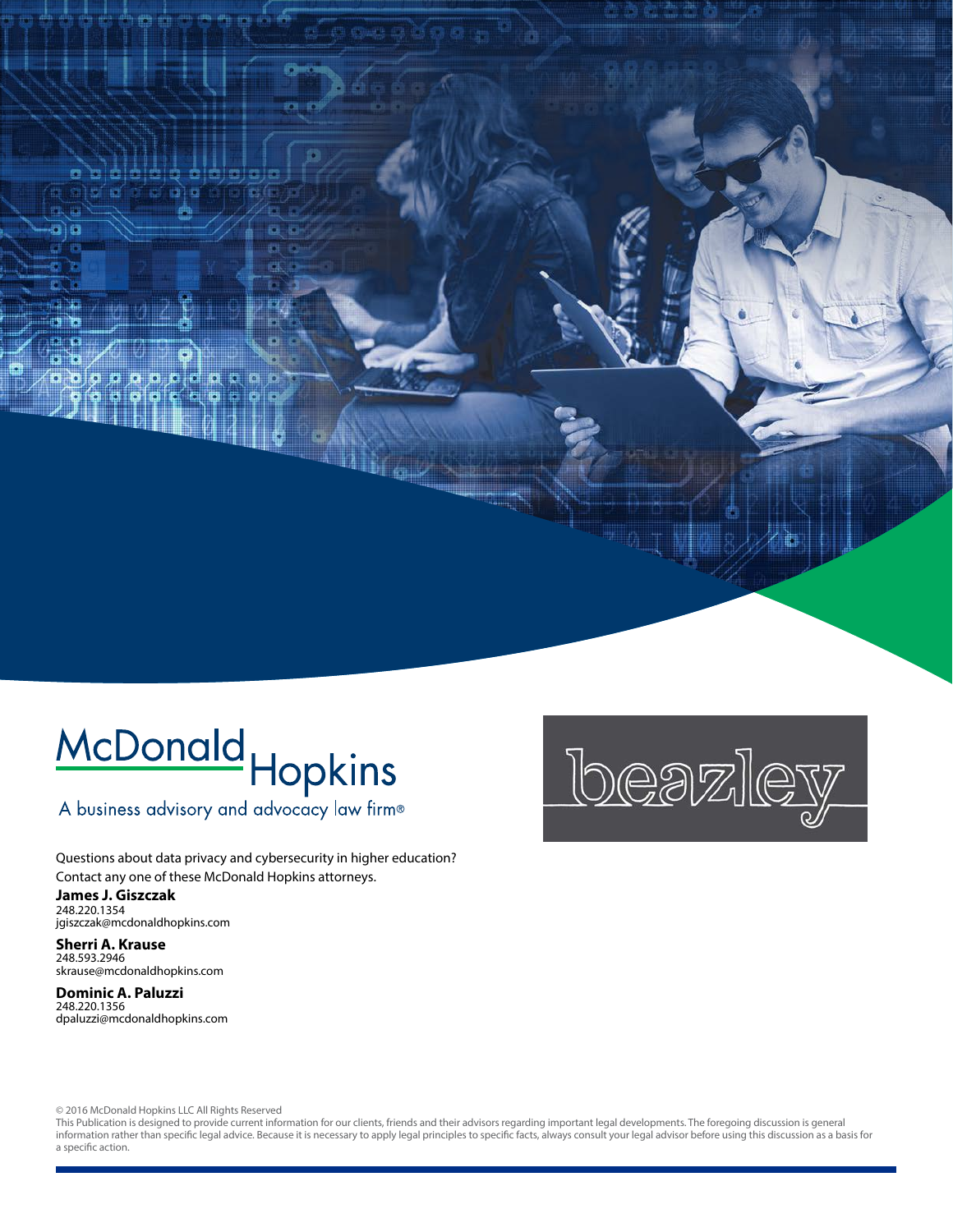McDonald Hopkins

A business advisory and advocacy law firm®

beazley

Questions about data privacy and cybersecurity in higher education? Contact any one of these McDonald Hopkins attorneys.

**James J. Giszczak**
248.220.1354
jgiszczak@mcdonaldhopkins.com

**Sherri A. Krause**
248.593.2946
skrause@mcdonaldhopkins.com

**Dominic A. Paluzzi**
248.220.1356
dpaluzzi@mcdonaldhopkins.com

© 2016 McDonald Hopkins LLC All Rights Reserved

This Publication is designed to provide current information for our clients, friends and their advisors regarding important legal developments. The foregoing discussion is general information rather than specific legal advice. Because it is necessary to apply legal principles to specific facts, always consult your legal advisor before using this discussion as a basis for a specific action.